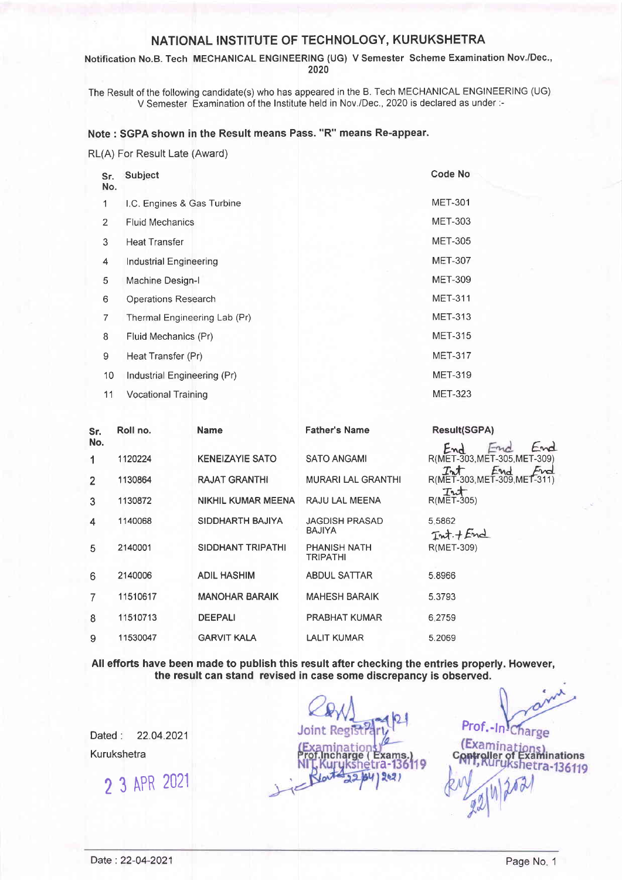# NATIONAL INSTITUTE OF TECHNOLOGY, KURUKSHETRA

**Notification No.B. Tech MECHANICAL ENGINEERING (UG) V Semester Scheme Examination Nov./Dec., 2020**

The Result of the following candidate(s) who has appeared in the B. Tech MECHANICAL ENGINEERING (UG) V Semester Examination of the Institute held in Nov./Dec., 2020 is declared as under :-

**Note : SGPA shown in the Result means Pass. "R" means Re-appear.**

RL(A) For Result Late (Award)

| Sr. No. | Subject | Code No |
|---|---|---|
| 1 | I.C. Engines & Gas Turbine | MET-301 |
| 2 | Fluid Mechanics | MET-303 |
| 3 | Heat Transfer | MET-305 |
| 4 | Industrial Engineering | MET-307 |
| 5 | Machine Design-I | MET-309 |
| 6 | Operations Research | MET-311 |
| 7 | Thermal Engineering Lab (Pr) | MET-313 |
| 8 | Fluid Mechanics (Pr) | MET-315 |
| 9 | Heat Transfer (Pr) | MET-317 |
| 10 | Industrial Engineering (Pr) | MET-319 |
| 11 | Vocational Training | MET-323 |

| Sr. No. | Roll no. | Name | Father's Name | Result(SGPA) |
|---|---|---|---|---|
| 1 | 1120224 | KENEIZAYIE SATO | SATO ANGAMI | R(MET-303, MET-305, MET-309) (End, End, End) |
| 2 | 1130864 | RAJAT GRANTHI | MURARI LAL GRANTHI | R(MET-303, MET-309, MET-311) (Int, End, End) |
| 3 | 1130872 | NIKHIL KUMAR MEENA | RAJU LAL MEENA | R(MET-305) (Int) |
| 4 | 1140068 | SIDDHARTH BAJIYA | JAGDISH PRASAD BAJIYA | 5.5862 |
| 5 | 2140001 | SIDDHANT TRIPATHI | PHANISH NATH TRIPATHI | R(MET-309) (Int.+End) |
| 6 | 2140006 | ADIL HASHIM | ABDUL SATTAR | 5.8966 |
| 7 | 11510617 | MANOHAR BARAIK | MAHESH BARAIK | 5.3793 |
| 8 | 11510713 | DEEPALI | PRABHAT KUMAR | 6.2759 |
| 9 | 11530047 | GARVIT KALA | LALIT KUMAR | 5.2069 |

**All efforts have been made to publish this result after checking the entries properly. However, the result can stand revised in case some discrepancy is observed.**

Dated : 22.04.2021

Kurukshetra

23 APR 2021

Joint Registrar (Examinations)
Prof. Incharge (Exams.)
NIT, Kurukshetra-136119

Prof.-In-Charge (Examinations)
Controller of Examinations
NIT, Kurukshetra-136119

Date : 22-04-2021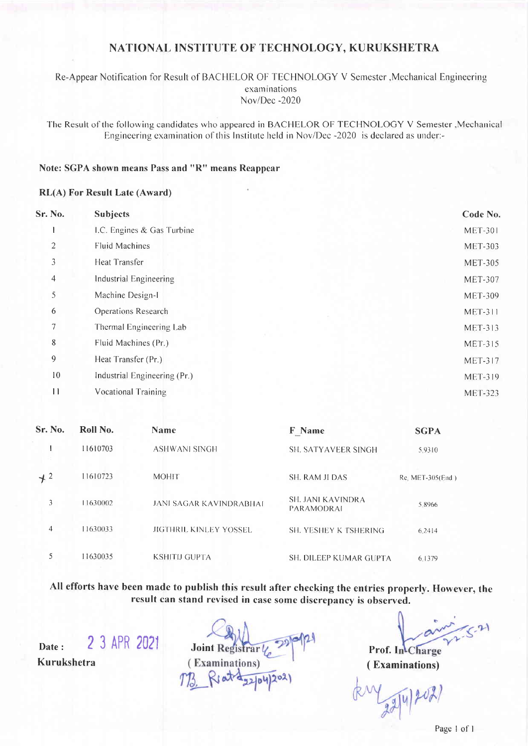# NATIONAL INSTITUTE OF TECHNOLOGY, KURUKSHETRA

Re-Appear Notification for Result of BACHELOR OF TECHNOLOGY V Semester ,Mechanical Engineering examinations
Nov/Dec -2020

The Result of the following candidates who appeared in BACHELOR OF TECHNOLOGY V Semester ,Mechanical Engineering examination of this Institute held in Nov/Dec -2020 is declared as under:-

**Note: SGPA shown means Pass and "R" means Reappear**

**RL(A) For Result Late (Award)**

| Sr. No. | Subjects | Code No. |
|---|---|---|
| 1 | I.C. Engines & Gas Turbine | MET-301 |
| 2 | Fluid Machines | MET-303 |
| 3 | Heat Transfer | MET-305 |
| 4 | Industrial Engineering | MET-307 |
| 5 | Machine Design-I | MET-309 |
| 6 | Operations Research | MET-311 |
| 7 | Thermal Engineering Lab | MET-313 |
| 8 | Fluid Machines (Pr.) | MET-315 |
| 9 | Heat Transfer (Pr.) | MET-317 |
| 10 | Industrial Engineering (Pr.) | MET-319 |
| 11 | Vocational Training | MET-323 |

| Sr. No. | Roll No. | Name | F_Name | SGPA |
|---|---|---|---|---|
| 1 | 11610703 | ASHWANI SINGH | SH. SATYAVEER SINGH | 5.9310 |
| 2 | 11610723 | MOHIT | SH. RAM JI DAS | Re. MET-305(End ) |
| 3 | 11630002 | JANI SAGAR KAVINDRABHAI | SH. JANI KAVINDRA PARAMODRAI | 5.8966 |
| 4 | 11630033 | JIGTHRIL KINLEY YOSSEL | SH. YESHEY K TSHERING | 6.2414 |
| 5 | 11630035 | KSHITIJ GUPTA | SH. DILEEP KUMAR GUPTA | 6.1379 |

**All efforts have been made to publish this result after checking the entries properly. However, the result can stand revised in case some discrepancy is observed.**

**Date :** 23 APR 2021
**Kurukshetra**

**Joint Registrar**
**( Examinations)**

**Prof. In-Charge**
**( Examinations)**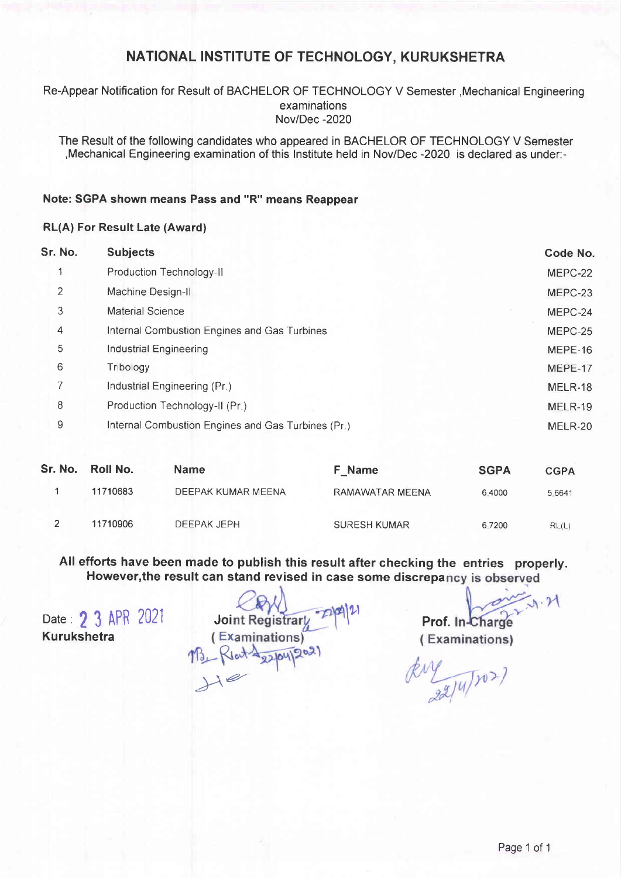# NATIONAL INSTITUTE OF TECHNOLOGY, KURUKSHETRA

Re-Appear Notification for Result of BACHELOR OF TECHNOLOGY V Semester ,Mechanical Engineering examinations
Nov/Dec -2020

The Result of the following candidates who appeared in BACHELOR OF TECHNOLOGY V Semester ,Mechanical Engineering examination of this Institute held in Nov/Dec -2020 is declared as under:-

**Note: SGPA shown means Pass and "R" means Reappear**

**RL(A) For Result Late (Award)**

| Sr. No. | Subjects | Code No. |
|---|---|---|
| 1 | Production Technology-II | MEPC-22 |
| 2 | Machine Design-II | MEPC-23 |
| 3 | Material Science | MEPC-24 |
| 4 | Internal Combustion Engines and Gas Turbines | MEPC-25 |
| 5 | Industrial Engineering | MEPE-16 |
| 6 | Tribology | MEPE-17 |
| 7 | Industrial Engineering (Pr.) | MELR-18 |
| 8 | Production Technology-II (Pr.) | MELR-19 |
| 9 | Internal Combustion Engines and Gas Turbines (Pr.) | MELR-20 |

| Sr. No. | Roll No. | Name | F_Name | SGPA | CGPA |
|---|---|---|---|---|---|
| 1 | 11710683 | DEEPAK KUMAR MEENA | RAMAWATAR MEENA | 6.4000 | 5.6641 |
| 2 | 11710906 | DEEPAK JEPH | SURESH KUMAR | 6.7200 | RL(L) |

**All efforts have been made to publish this result after checking the entries properly. However,the result can stand revised in case some discrepancy is observed**

Date : 23 APR 2021
**Kurukshetra**

**Joint Registrar**
**( Examinations)**

**Prof. In-Charge**
**( Examinations)**